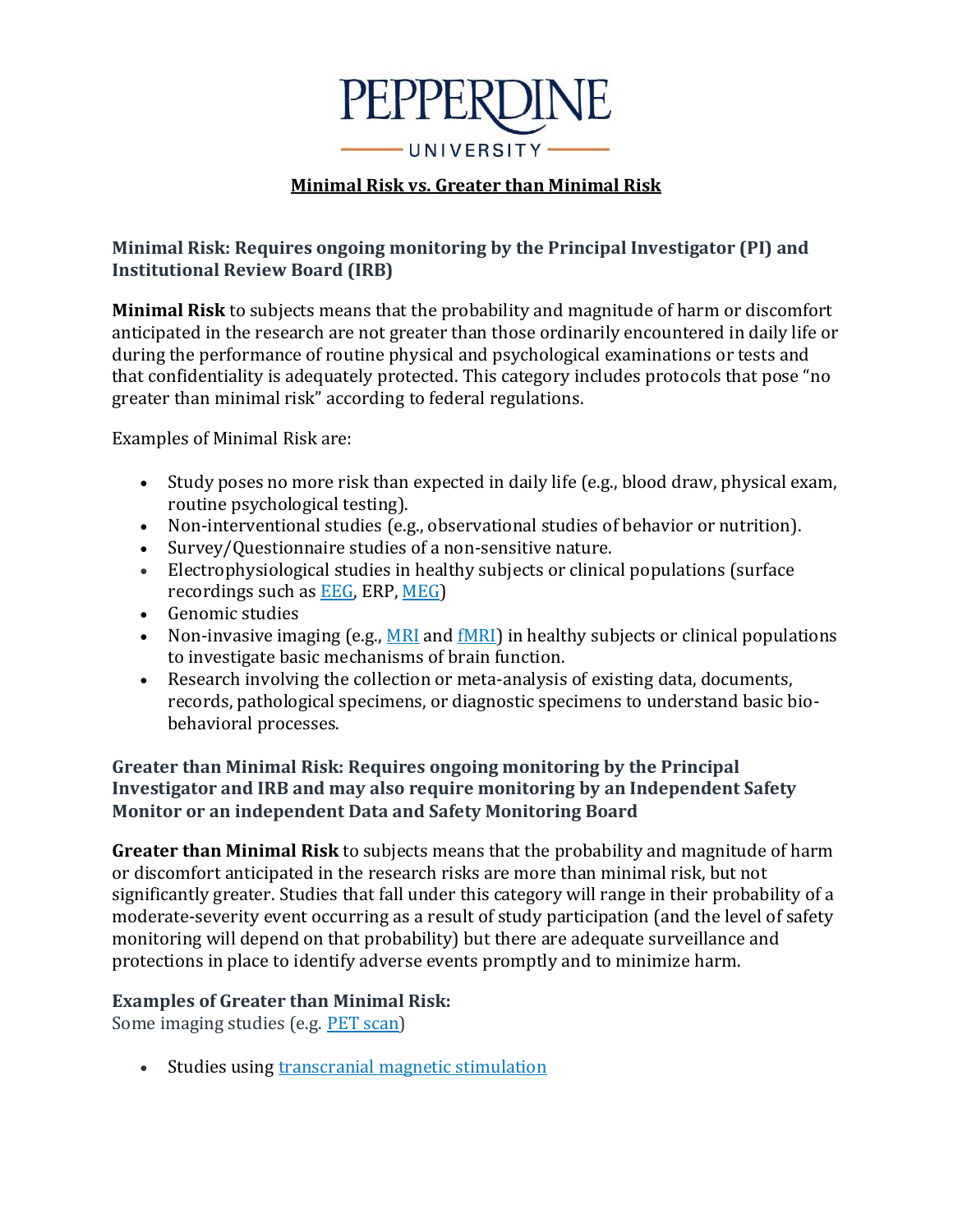PEPPERDINE UNIVERSITY

# Minimal Risk vs. Greater than Minimal Risk

## Minimal Risk: Requires ongoing monitoring by the Principal Investigator (PI) and Institutional Review Board (IRB)

**Minimal Risk** to subjects means that the probability and magnitude of harm or discomfort anticipated in the research are not greater than those ordinarily encountered in daily life or during the performance of routine physical and psychological examinations or tests and that confidentiality is adequately protected. This category includes protocols that pose "no greater than minimal risk" according to federal regulations.

Examples of Minimal Risk are:

- Study poses no more risk than expected in daily life (e.g., blood draw, physical exam, routine psychological testing).
- Non-interventional studies (e.g., observational studies of behavior or nutrition).
- Survey/Questionnaire studies of a non-sensitive nature.
- Electrophysiological studies in healthy subjects or clinical populations (surface recordings such as EEG, ERP, MEG)
- Genomic studies
- Non-invasive imaging (e.g., MRI and fMRI) in healthy subjects or clinical populations to investigate basic mechanisms of brain function.
- Research involving the collection or meta-analysis of existing data, documents, records, pathological specimens, or diagnostic specimens to understand basic bio-behavioral processes.

## Greater than Minimal Risk: Requires ongoing monitoring by the Principal Investigator and IRB and may also require monitoring by an Independent Safety Monitor or an independent Data and Safety Monitoring Board

**Greater than Minimal Risk** to subjects means that the probability and magnitude of harm or discomfort anticipated in the research risks are more than minimal risk, but not significantly greater. Studies that fall under this category will range in their probability of a moderate-severity event occurring as a result of study participation (and the level of safety monitoring will depend on that probability) but there are adequate surveillance and protections in place to identify adverse events promptly and to minimize harm.

### Examples of Greater than Minimal Risk:

Some imaging studies (e.g. PET scan)

- Studies using transcranial magnetic stimulation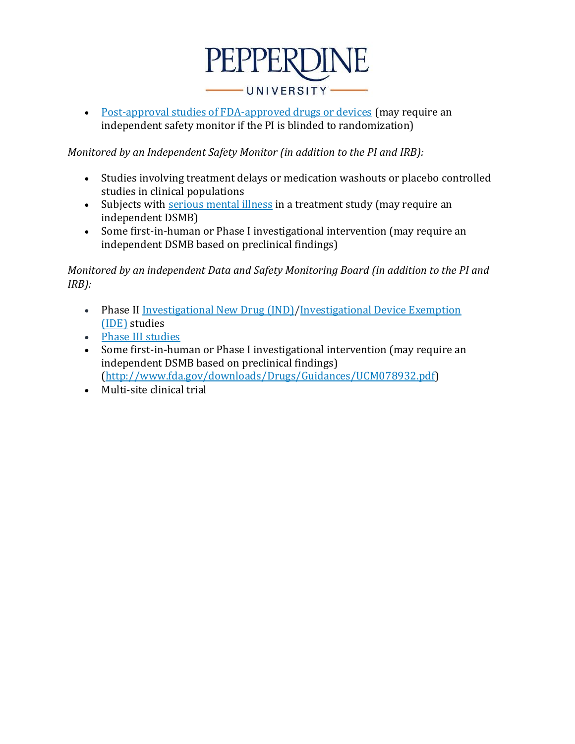- Post-approval studies of FDA-approved drugs or devices (may require an independent safety monitor if the PI is blinded to randomization)

*Monitored by an Independent Safety Monitor (in addition to the PI and IRB):*

- Studies involving treatment delays or medication washouts or placebo controlled studies in clinical populations
- Subjects with serious mental illness in a treatment study (may require an independent DSMB)
- Some first-in-human or Phase I investigational intervention (may require an independent DSMB based on preclinical findings)

*Monitored by an independent Data and Safety Monitoring Board (in addition to the PI and IRB):*

- Phase II Investigational New Drug (IND)/Investigational Device Exemption (IDE) studies
- Phase III studies
- Some first-in-human or Phase I investigational intervention (may require an independent DSMB based on preclinical findings) (http://www.fda.gov/downloads/Drugs/Guidances/UCM078932.pdf)
- Multi-site clinical trial